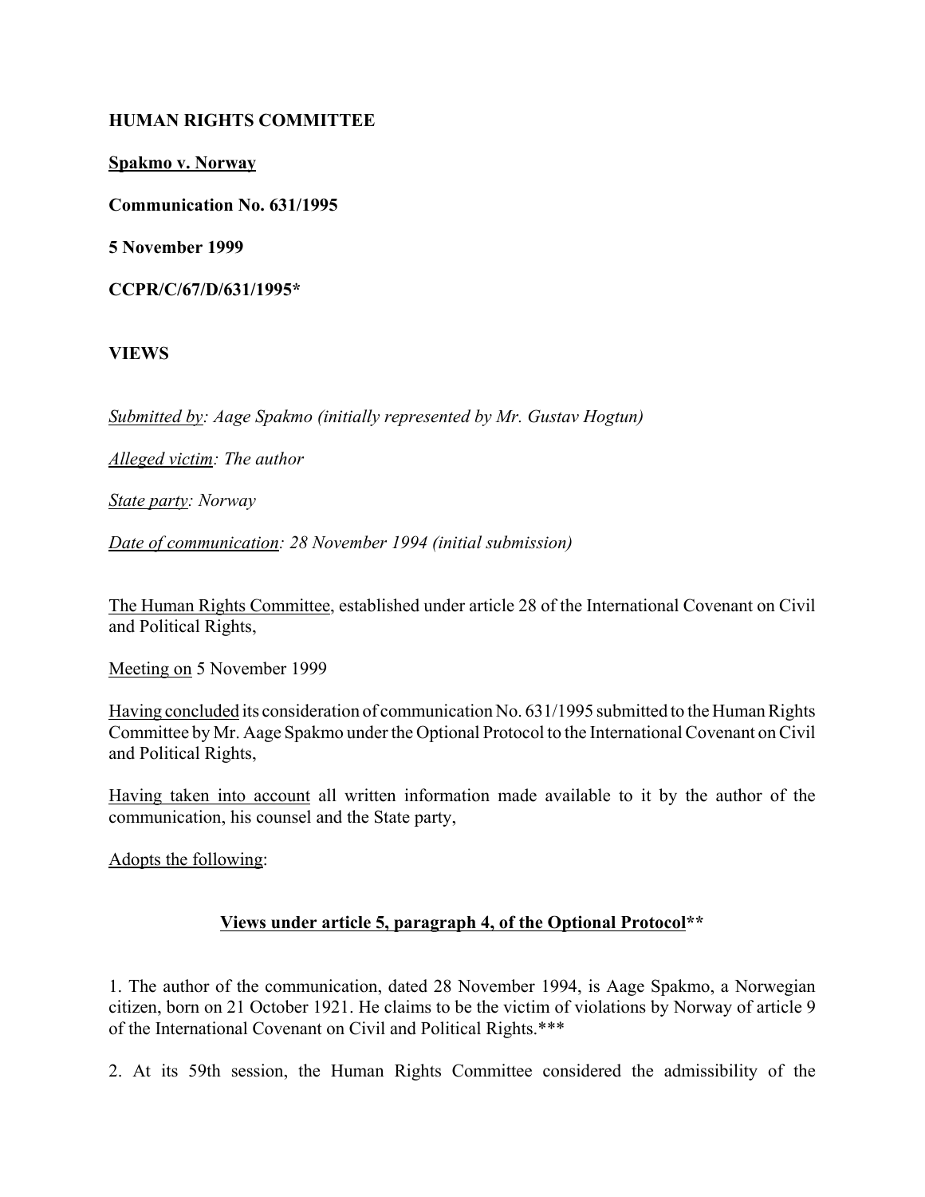**HUMAN RIGHTS COMMITTEE**

**Spakmo v. Norway**

**Communication No. 631/1995**

**5 November 1999**

**CCPR/C/67/D/631/1995***

**VIEWS**

*Submitted by: Aage Spakmo (initially represented by Mr. Gustav Hogtun)*

*Alleged victim: The author*

*State party: Norway*

*Date of communication: 28 November 1994 (initial submission)*

The Human Rights Committee, established under article 28 of the International Covenant on Civil and Political Rights,

Meeting on 5 November 1999

Having concluded its consideration of communication No. 631/1995 submitted to the Human Rights Committee by Mr. Aage Spakmo under the Optional Protocol to the International Covenant on Civil and Political Rights,

Having taken into account all written information made available to it by the author of the communication, his counsel and the State party,

Adopts the following:

**Views under article 5, paragraph 4, of the Optional Protocol****

1. The author of the communication, dated 28 November 1994, is Aage Spakmo, a Norwegian citizen, born on 21 October 1921. He claims to be the victim of violations by Norway of article 9 of the International Covenant on Civil and Political Rights.***

2. At its 59th session, the Human Rights Committee considered the admissibility of the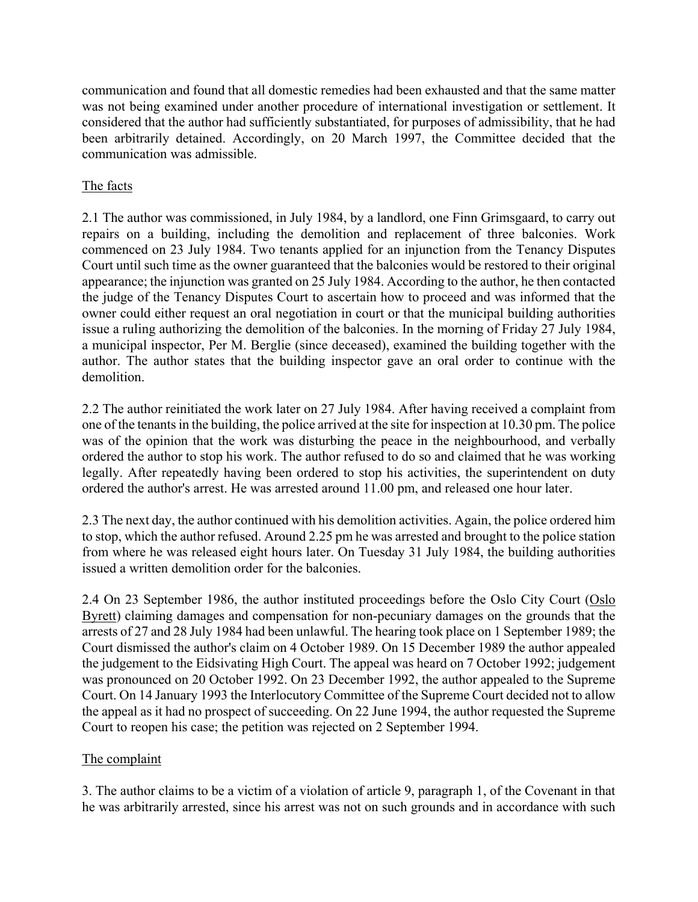communication and found that all domestic remedies had been exhausted and that the same matter was not being examined under another procedure of international investigation or settlement. It considered that the author had sufficiently substantiated, for purposes of admissibility, that he had been arbitrarily detained. Accordingly, on 20 March 1997, the Committee decided that the communication was admissible.

## The facts

2.1 The author was commissioned, in July 1984, by a landlord, one Finn Grimsgaard, to carry out repairs on a building, including the demolition and replacement of three balconies. Work commenced on 23 July 1984. Two tenants applied for an injunction from the Tenancy Disputes Court until such time as the owner guaranteed that the balconies would be restored to their original appearance; the injunction was granted on 25 July 1984. According to the author, he then contacted the judge of the Tenancy Disputes Court to ascertain how to proceed and was informed that the owner could either request an oral negotiation in court or that the municipal building authorities issue a ruling authorizing the demolition of the balconies. In the morning of Friday 27 July 1984, a municipal inspector, Per M. Berglie (since deceased), examined the building together with the author. The author states that the building inspector gave an oral order to continue with the demolition.

2.2 The author reinitiated the work later on 27 July 1984. After having received a complaint from one of the tenants in the building, the police arrived at the site for inspection at 10.30 pm. The police was of the opinion that the work was disturbing the peace in the neighbourhood, and verbally ordered the author to stop his work. The author refused to do so and claimed that he was working legally. After repeatedly having been ordered to stop his activities, the superintendent on duty ordered the author's arrest. He was arrested around 11.00 pm, and released one hour later.

2.3 The next day, the author continued with his demolition activities. Again, the police ordered him to stop, which the author refused. Around 2.25 pm he was arrested and brought to the police station from where he was released eight hours later. On Tuesday 31 July 1984, the building authorities issued a written demolition order for the balconies.

2.4 On 23 September 1986, the author instituted proceedings before the Oslo City Court (Oslo Byrett) claiming damages and compensation for non-pecuniary damages on the grounds that the arrests of 27 and 28 July 1984 had been unlawful. The hearing took place on 1 September 1989; the Court dismissed the author's claim on 4 October 1989. On 15 December 1989 the author appealed the judgement to the Eidsivating High Court. The appeal was heard on 7 October 1992; judgement was pronounced on 20 October 1992. On 23 December 1992, the author appealed to the Supreme Court. On 14 January 1993 the Interlocutory Committee of the Supreme Court decided not to allow the appeal as it had no prospect of succeeding. On 22 June 1994, the author requested the Supreme Court to reopen his case; the petition was rejected on 2 September 1994.

## The complaint

3. The author claims to be a victim of a violation of article 9, paragraph 1, of the Covenant in that he was arbitrarily arrested, since his arrest was not on such grounds and in accordance with such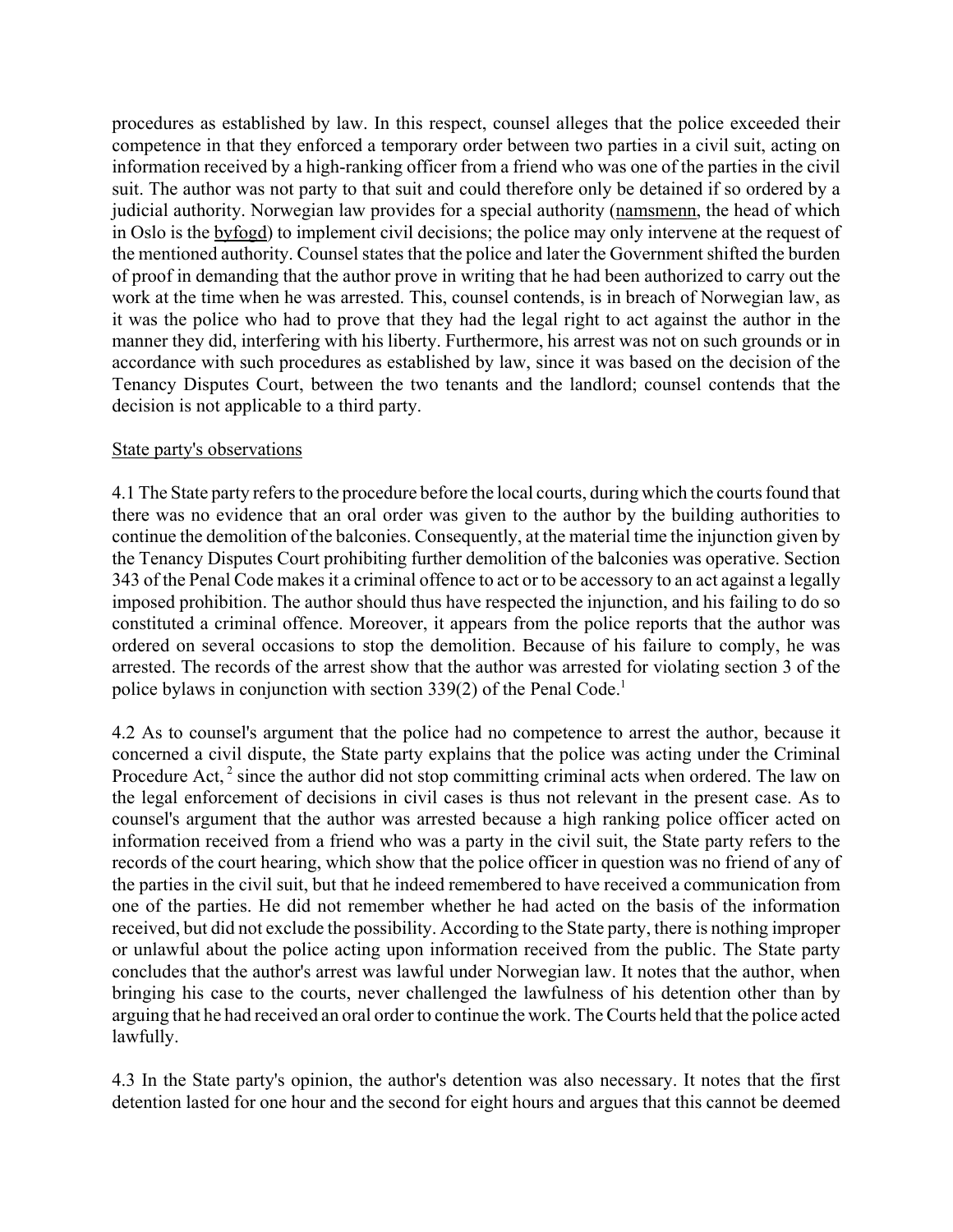procedures as established by law. In this respect, counsel alleges that the police exceeded their competence in that they enforced a temporary order between two parties in a civil suit, acting on information received by a high-ranking officer from a friend who was one of the parties in the civil suit. The author was not party to that suit and could therefore only be detained if so ordered by a judicial authority. Norwegian law provides for a special authority (namsmenn, the head of which in Oslo is the byfogd) to implement civil decisions; the police may only intervene at the request of the mentioned authority. Counsel states that the police and later the Government shifted the burden of proof in demanding that the author prove in writing that he had been authorized to carry out the work at the time when he was arrested. This, counsel contends, is in breach of Norwegian law, as it was the police who had to prove that they had the legal right to act against the author in the manner they did, interfering with his liberty. Furthermore, his arrest was not on such grounds or in accordance with such procedures as established by law, since it was based on the decision of the Tenancy Disputes Court, between the two tenants and the landlord; counsel contends that the decision is not applicable to a third party.

State party's observations

4.1 The State party refers to the procedure before the local courts, during which the courts found that there was no evidence that an oral order was given to the author by the building authorities to continue the demolition of the balconies. Consequently, at the material time the injunction given by the Tenancy Disputes Court prohibiting further demolition of the balconies was operative. Section 343 of the Penal Code makes it a criminal offence to act or to be accessory to an act against a legally imposed prohibition. The author should thus have respected the injunction, and his failing to do so constituted a criminal offence. Moreover, it appears from the police reports that the author was ordered on several occasions to stop the demolition. Because of his failure to comply, he was arrested. The records of the arrest show that the author was arrested for violating section 3 of the police bylaws in conjunction with section 339(2) of the Penal Code.[1]

4.2 As to counsel's argument that the police had no competence to arrest the author, because it concerned a civil dispute, the State party explains that the police was acting under the Criminal Procedure Act,[2] since the author did not stop committing criminal acts when ordered. The law on the legal enforcement of decisions in civil cases is thus not relevant in the present case. As to counsel's argument that the author was arrested because a high ranking police officer acted on information received from a friend who was a party in the civil suit, the State party refers to the records of the court hearing, which show that the police officer in question was no friend of any of the parties in the civil suit, but that he indeed remembered to have received a communication from one of the parties. He did not remember whether he had acted on the basis of the information received, but did not exclude the possibility. According to the State party, there is nothing improper or unlawful about the police acting upon information received from the public. The State party concludes that the author's arrest was lawful under Norwegian law. It notes that the author, when bringing his case to the courts, never challenged the lawfulness of his detention other than by arguing that he had received an oral order to continue the work. The Courts held that the police acted lawfully.

4.3 In the State party's opinion, the author's detention was also necessary. It notes that the first detention lasted for one hour and the second for eight hours and argues that this cannot be deemed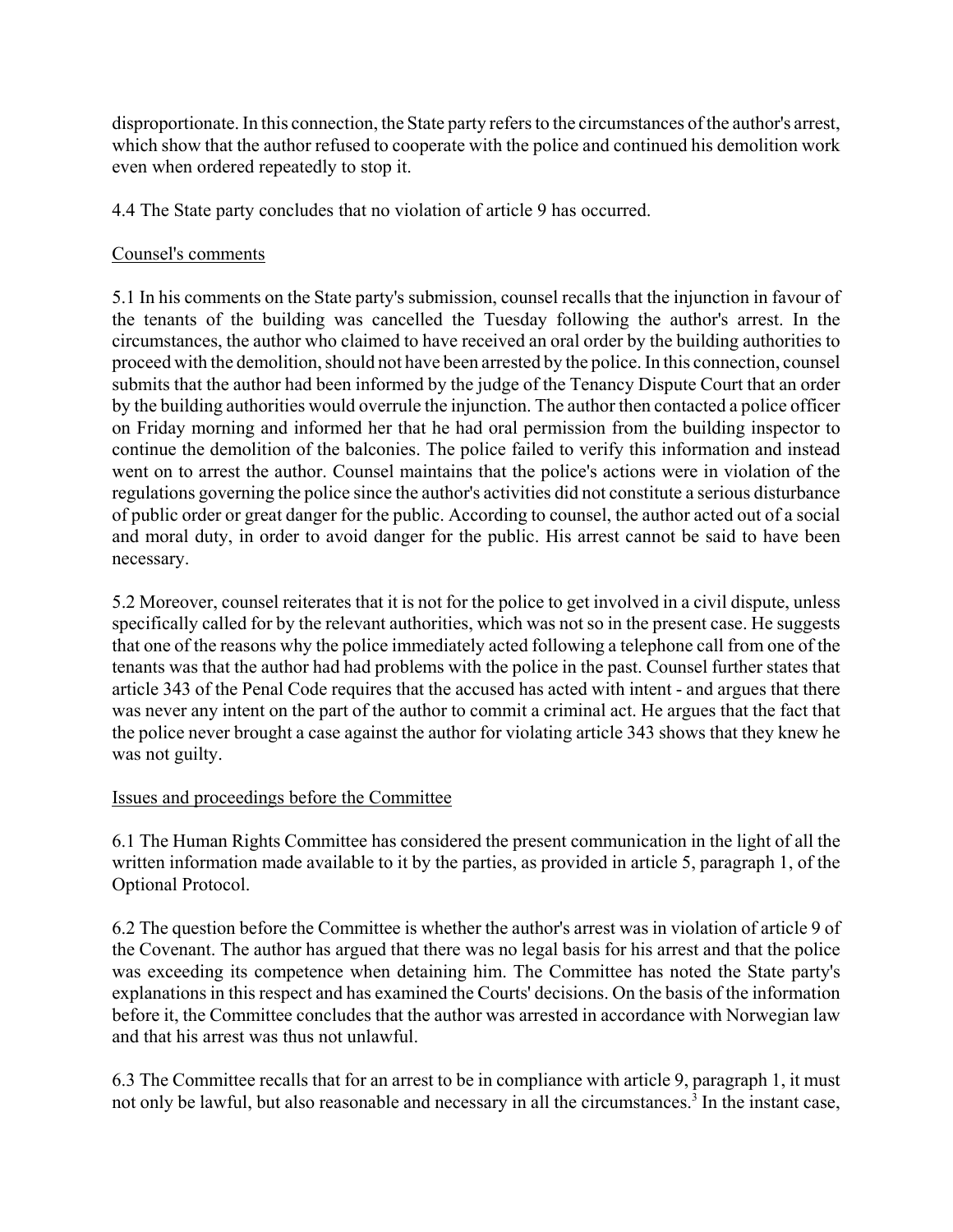disproportionate. In this connection, the State party refers to the circumstances of the author's arrest, which show that the author refused to cooperate with the police and continued his demolition work even when ordered repeatedly to stop it.

4.4 The State party concludes that no violation of article 9 has occurred.

Counsel's comments

5.1 In his comments on the State party's submission, counsel recalls that the injunction in favour of the tenants of the building was cancelled the Tuesday following the author's arrest. In the circumstances, the author who claimed to have received an oral order by the building authorities to proceed with the demolition, should not have been arrested by the police. In this connection, counsel submits that the author had been informed by the judge of the Tenancy Dispute Court that an order by the building authorities would overrule the injunction. The author then contacted a police officer on Friday morning and informed her that he had oral permission from the building inspector to continue the demolition of the balconies. The police failed to verify this information and instead went on to arrest the author. Counsel maintains that the police's actions were in violation of the regulations governing the police since the author's activities did not constitute a serious disturbance of public order or great danger for the public. According to counsel, the author acted out of a social and moral duty, in order to avoid danger for the public. His arrest cannot be said to have been necessary.

5.2 Moreover, counsel reiterates that it is not for the police to get involved in a civil dispute, unless specifically called for by the relevant authorities, which was not so in the present case. He suggests that one of the reasons why the police immediately acted following a telephone call from one of the tenants was that the author had had problems with the police in the past. Counsel further states that article 343 of the Penal Code requires that the accused has acted with intent - and argues that there was never any intent on the part of the author to commit a criminal act. He argues that the fact that the police never brought a case against the author for violating article 343 shows that they knew he was not guilty.

Issues and proceedings before the Committee

6.1 The Human Rights Committee has considered the present communication in the light of all the written information made available to it by the parties, as provided in article 5, paragraph 1, of the Optional Protocol.

6.2 The question before the Committee is whether the author's arrest was in violation of article 9 of the Covenant. The author has argued that there was no legal basis for his arrest and that the police was exceeding its competence when detaining him. The Committee has noted the State party's explanations in this respect and has examined the Courts' decisions. On the basis of the information before it, the Committee concludes that the author was arrested in accordance with Norwegian law and that his arrest was thus not unlawful.

6.3 The Committee recalls that for an arrest to be in compliance with article 9, paragraph 1, it must not only be lawful, but also reasonable and necessary in all the circumstances.[3] In the instant case,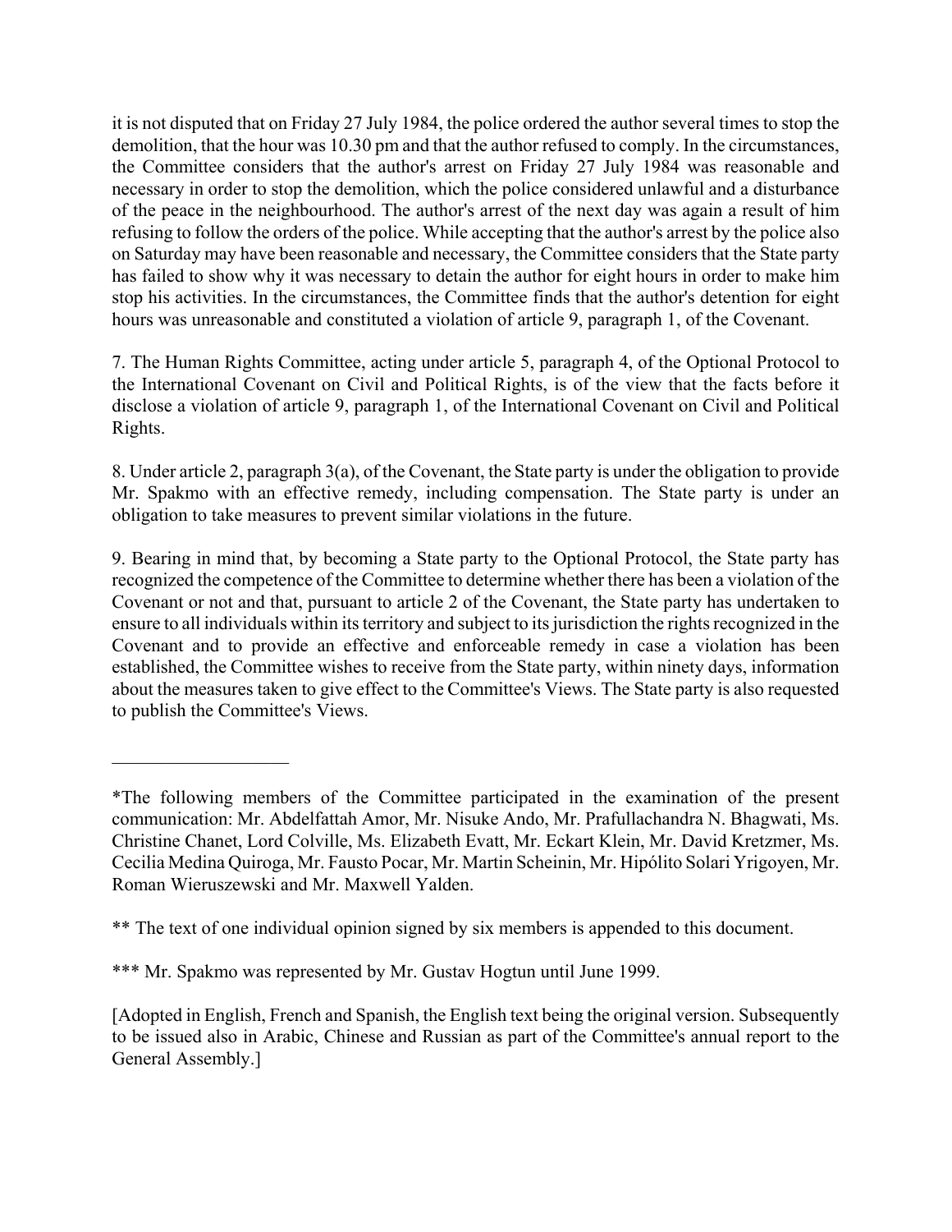it is not disputed that on Friday 27 July 1984, the police ordered the author several times to stop the demolition, that the hour was 10.30 pm and that the author refused to comply. In the circumstances, the Committee considers that the author's arrest on Friday 27 July 1984 was reasonable and necessary in order to stop the demolition, which the police considered unlawful and a disturbance of the peace in the neighbourhood. The author's arrest of the next day was again a result of him refusing to follow the orders of the police. While accepting that the author's arrest by the police also on Saturday may have been reasonable and necessary, the Committee considers that the State party has failed to show why it was necessary to detain the author for eight hours in order to make him stop his activities. In the circumstances, the Committee finds that the author's detention for eight hours was unreasonable and constituted a violation of article 9, paragraph 1, of the Covenant.

7. The Human Rights Committee, acting under article 5, paragraph 4, of the Optional Protocol to the International Covenant on Civil and Political Rights, is of the view that the facts before it disclose a violation of article 9, paragraph 1, of the International Covenant on Civil and Political Rights.

8. Under article 2, paragraph 3(a), of the Covenant, the State party is under the obligation to provide Mr. Spakmo with an effective remedy, including compensation. The State party is under an obligation to take measures to prevent similar violations in the future.

9. Bearing in mind that, by becoming a State party to the Optional Protocol, the State party has recognized the competence of the Committee to determine whether there has been a violation of the Covenant or not and that, pursuant to article 2 of the Covenant, the State party has undertaken to ensure to all individuals within its territory and subject to its jurisdiction the rights recognized in the Covenant and to provide an effective and enforceable remedy in case a violation has been established, the Committee wishes to receive from the State party, within ninety days, information about the measures taken to give effect to the Committee's Views. The State party is also requested to publish the Committee's Views.

---

*The following members of the Committee participated in the examination of the present communication: Mr. Abdelfattah Amor, Mr. Nisuke Ando, Mr. Prafullachandra N. Bhagwati, Ms. Christine Chanet, Lord Colville, Ms. Elizabeth Evatt, Mr. Eckart Klein, Mr. David Kretzmer, Ms. Cecilia Medina Quiroga, Mr. Fausto Pocar, Mr. Martin Scheinin, Mr. Hipólito Solari Yrigoyen, Mr. Roman Wieruszewski and Mr. Maxwell Yalden.

** The text of one individual opinion signed by six members is appended to this document.

*** Mr. Spakmo was represented by Mr. Gustav Hogtun until June 1999.

[Adopted in English, French and Spanish, the English text being the original version. Subsequently to be issued also in Arabic, Chinese and Russian as part of the Committee's annual report to the General Assembly.]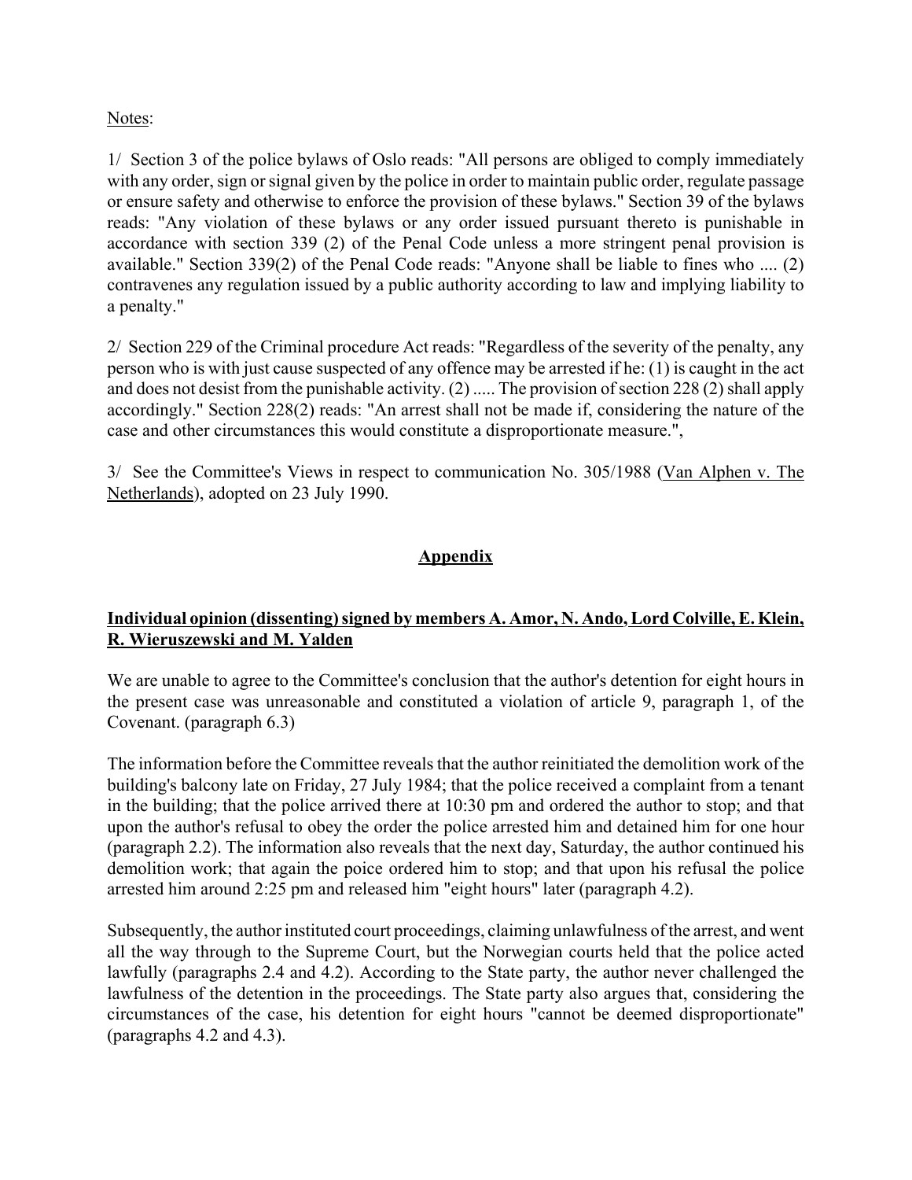Notes:

1/ Section 3 of the police bylaws of Oslo reads: "All persons are obliged to comply immediately with any order, sign or signal given by the police in order to maintain public order, regulate passage or ensure safety and otherwise to enforce the provision of these bylaws." Section 39 of the bylaws reads: "Any violation of these bylaws or any order issued pursuant thereto is punishable in accordance with section 339 (2) of the Penal Code unless a more stringent penal provision is available." Section 339(2) of the Penal Code reads: "Anyone shall be liable to fines who .... (2) contravenes any regulation issued by a public authority according to law and implying liability to a penalty."

2/ Section 229 of the Criminal procedure Act reads: "Regardless of the severity of the penalty, any person who is with just cause suspected of any offence may be arrested if he: (1) is caught in the act and does not desist from the punishable activity. (2) ..... The provision of section 228 (2) shall apply accordingly." Section 228(2) reads: "An arrest shall not be made if, considering the nature of the case and other circumstances this would constitute a disproportionate measure.",

3/ See the Committee's Views in respect to communication No. 305/1988 (Van Alphen v. The Netherlands), adopted on 23 July 1990.

## Appendix

**Individual opinion (dissenting) signed by members A. Amor, N. Ando, Lord Colville, E. Klein, R. Wieruszewski and M. Yalden**

We are unable to agree to the Committee's conclusion that the author's detention for eight hours in the present case was unreasonable and constituted a violation of article 9, paragraph 1, of the Covenant. (paragraph 6.3)

The information before the Committee reveals that the author reinitiated the demolition work of the building's balcony late on Friday, 27 July 1984; that the police received a complaint from a tenant in the building; that the police arrived there at 10:30 pm and ordered the author to stop; and that upon the author's refusal to obey the order the police arrested him and detained him for one hour (paragraph 2.2). The information also reveals that the next day, Saturday, the author continued his demolition work; that again the poice ordered him to stop; and that upon his refusal the police arrested him around 2:25 pm and released him "eight hours" later (paragraph 4.2).

Subsequently, the author instituted court proceedings, claiming unlawfulness of the arrest, and went all the way through to the Supreme Court, but the Norwegian courts held that the police acted lawfully (paragraphs 2.4 and 4.2). According to the State party, the author never challenged the lawfulness of the detention in the proceedings. The State party also argues that, considering the circumstances of the case, his detention for eight hours "cannot be deemed disproportionate" (paragraphs 4.2 and 4.3).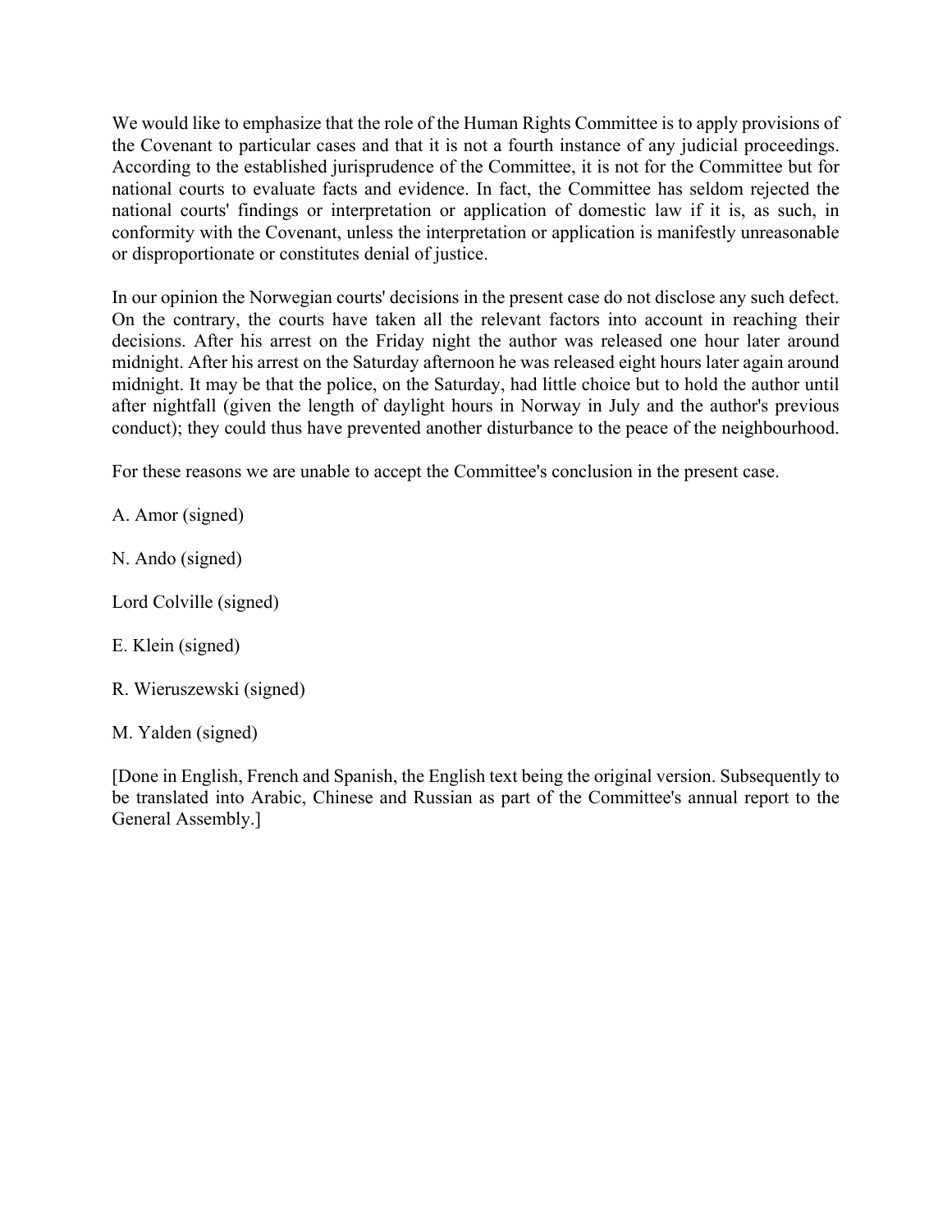We would like to emphasize that the role of the Human Rights Committee is to apply provisions of the Covenant to particular cases and that it is not a fourth instance of any judicial proceedings. According to the established jurisprudence of the Committee, it is not for the Committee but for national courts to evaluate facts and evidence. In fact, the Committee has seldom rejected the national courts' findings or interpretation or application of domestic law if it is, as such, in conformity with the Covenant, unless the interpretation or application is manifestly unreasonable or disproportionate or constitutes denial of justice.

In our opinion the Norwegian courts' decisions in the present case do not disclose any such defect. On the contrary, the courts have taken all the relevant factors into account in reaching their decisions. After his arrest on the Friday night the author was released one hour later around midnight. After his arrest on the Saturday afternoon he was released eight hours later again around midnight. It may be that the police, on the Saturday, had little choice but to hold the author until after nightfall (given the length of daylight hours in Norway in July and the author's previous conduct); they could thus have prevented another disturbance to the peace of the neighbourhood.

For these reasons we are unable to accept the Committee's conclusion in the present case.

A. Amor (signed)

N. Ando (signed)

Lord Colville (signed)

E. Klein (signed)

R. Wieruszewski (signed)

M. Yalden (signed)

[Done in English, French and Spanish, the English text being the original version. Subsequently to be translated into Arabic, Chinese and Russian as part of the Committee's annual report to the General Assembly.]